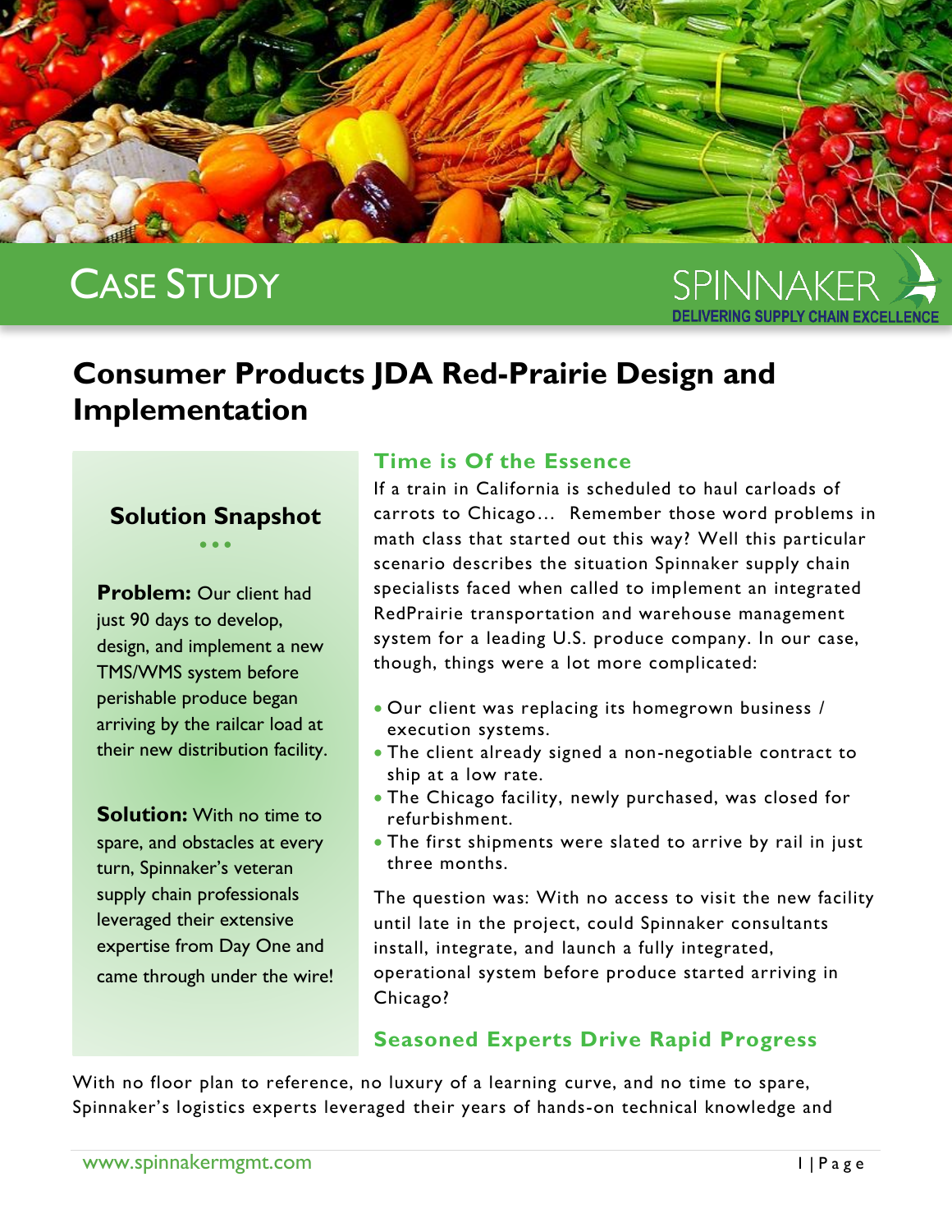# CASE STUDY

SPINNAKER
DELIVERING SUPPLY CHAIN EXCELLENCE

# Consumer Products JDA Red-Prairie Design and Implementation

### Solution Snapshot

**Problem:** Our client had just 90 days to develop, design, and implement a new TMS/WMS system before perishable produce began arriving by the railcar load at their new distribution facility.

**Solution:** With no time to spare, and obstacles at every turn, Spinnaker's veteran supply chain professionals leveraged their extensive expertise from Day One and came through under the wire!

## Time is Of the Essence

If a train in California is scheduled to haul carloads of carrots to Chicago… Remember those word problems in math class that started out this way? Well this particular scenario describes the situation Spinnaker supply chain specialists faced when called to implement an integrated RedPrairie transportation and warehouse management system for a leading U.S. produce company. In our case, though, things were a lot more complicated:

- Our client was replacing its homegrown business / execution systems.
- The client already signed a non-negotiable contract to ship at a low rate.
- The Chicago facility, newly purchased, was closed for refurbishment.
- The first shipments were slated to arrive by rail in just three months.

The question was: With no access to visit the new facility until late in the project, could Spinnaker consultants install, integrate, and launch a fully integrated, operational system before produce started arriving in Chicago?

## Seasoned Experts Drive Rapid Progress

With no floor plan to reference, no luxury of a learning curve, and no time to spare, Spinnaker's logistics experts leveraged their years of hands-on technical knowledge and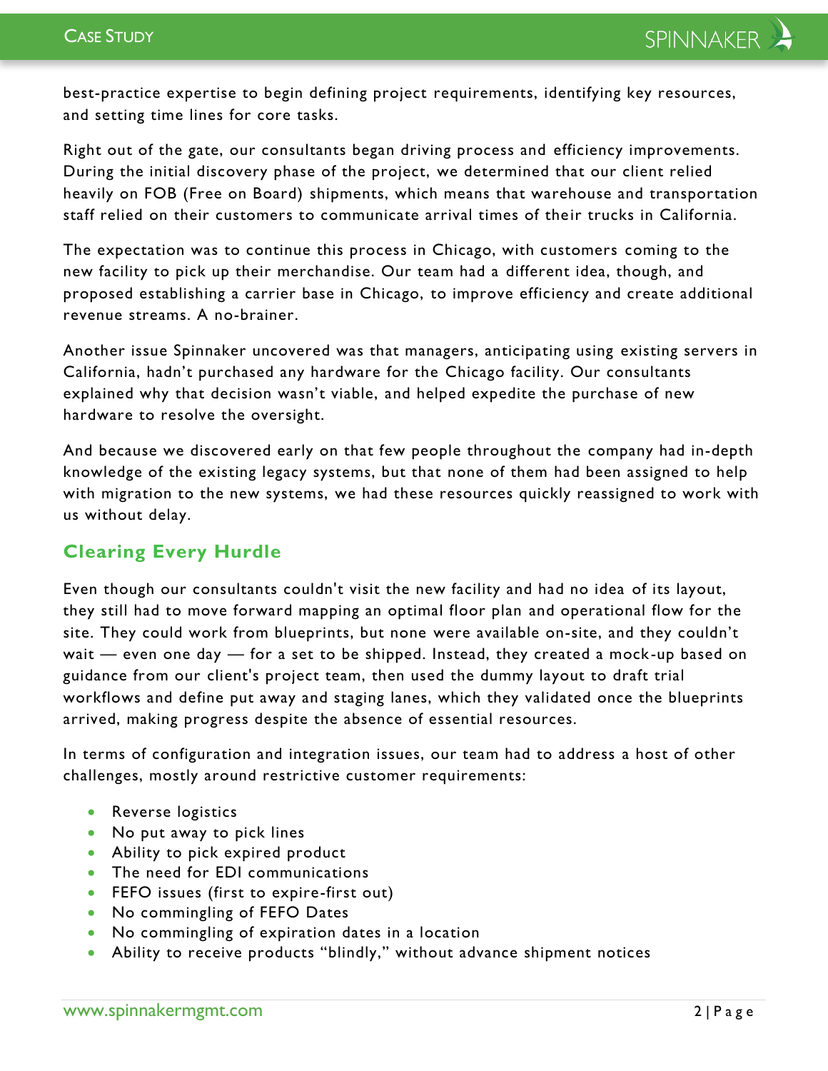best-practice expertise to begin defining project requirements, identifying key resources, and setting time lines for core tasks.

Right out of the gate, our consultants began driving process and efficiency improvements. During the initial discovery phase of the project, we determined that our client relied heavily on FOB (Free on Board) shipments, which means that warehouse and transportation staff relied on their customers to communicate arrival times of their trucks in California.

The expectation was to continue this process in Chicago, with customers coming to the new facility to pick up their merchandise. Our team had a different idea, though, and proposed establishing a carrier base in Chicago, to improve efficiency and create additional revenue streams. A no-brainer.

Another issue Spinnaker uncovered was that managers, anticipating using existing servers in California, hadn't purchased any hardware for the Chicago facility. Our consultants explained why that decision wasn't viable, and helped expedite the purchase of new hardware to resolve the oversight.

And because we discovered early on that few people throughout the company had in-depth knowledge of the existing legacy systems, but that none of them had been assigned to help with migration to the new systems, we had these resources quickly reassigned to work with us without delay.

## Clearing Every Hurdle

Even though our consultants couldn't visit the new facility and had no idea of its layout, they still had to move forward mapping an optimal floor plan and operational flow for the site. They could work from blueprints, but none were available on-site, and they couldn't wait — even one day — for a set to be shipped. Instead, they created a mock-up based on guidance from our client's project team, then used the dummy layout to draft trial workflows and define put away and staging lanes, which they validated once the blueprints arrived, making progress despite the absence of essential resources.

In terms of configuration and integration issues, our team had to address a host of other challenges, mostly around restrictive customer requirements:

- Reverse logistics
- No put away to pick lines
- Ability to pick expired product
- The need for EDI communications
- FEFO issues (first to expire-first out)
- No commingling of FEFO Dates
- No commingling of expiration dates in a location
- Ability to receive products "blindly," without advance shipment notices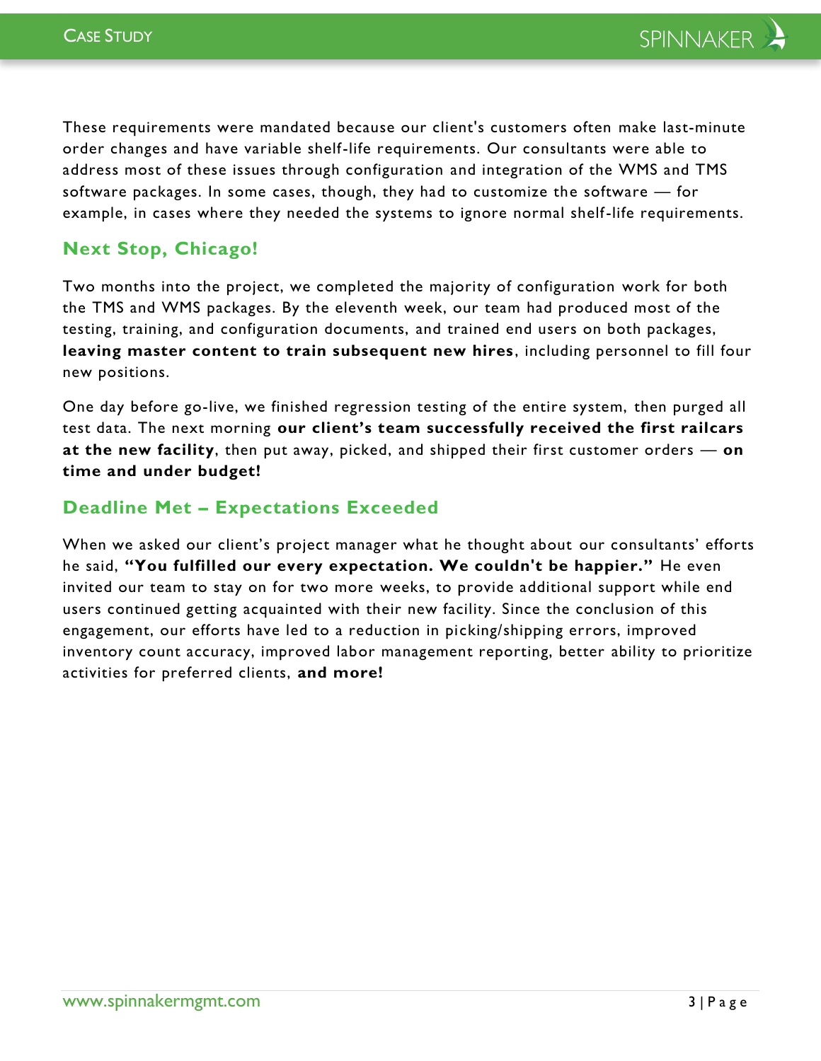These requirements were mandated because our client's customers often make last-minute order changes and have variable shelf-life requirements. Our consultants were able to address most of these issues through configuration and integration of the WMS and TMS software packages. In some cases, though, they had to customize the software — for example, in cases where they needed the systems to ignore normal shelf-life requirements.

## Next Stop, Chicago!

Two months into the project, we completed the majority of configuration work for both the TMS and WMS packages. By the eleventh week, our team had produced most of the testing, training, and configuration documents, and trained end users on both packages, **leaving master content to train subsequent new hires**, including personnel to fill four new positions.

One day before go-live, we finished regression testing of the entire system, then purged all test data. The next morning **our client's team successfully received the first railcars at the new facility**, then put away, picked, and shipped their first customer orders — **on time and under budget!**

## Deadline Met – Expectations Exceeded

When we asked our client's project manager what he thought about our consultants' efforts he said, **"You fulfilled our every expectation. We couldn't be happier."** He even invited our team to stay on for two more weeks, to provide additional support while end users continued getting acquainted with their new facility. Since the conclusion of this engagement, our efforts have led to a reduction in picking/shipping errors, improved inventory count accuracy, improved labor management reporting, better ability to prioritize activities for preferred clients, **and more!**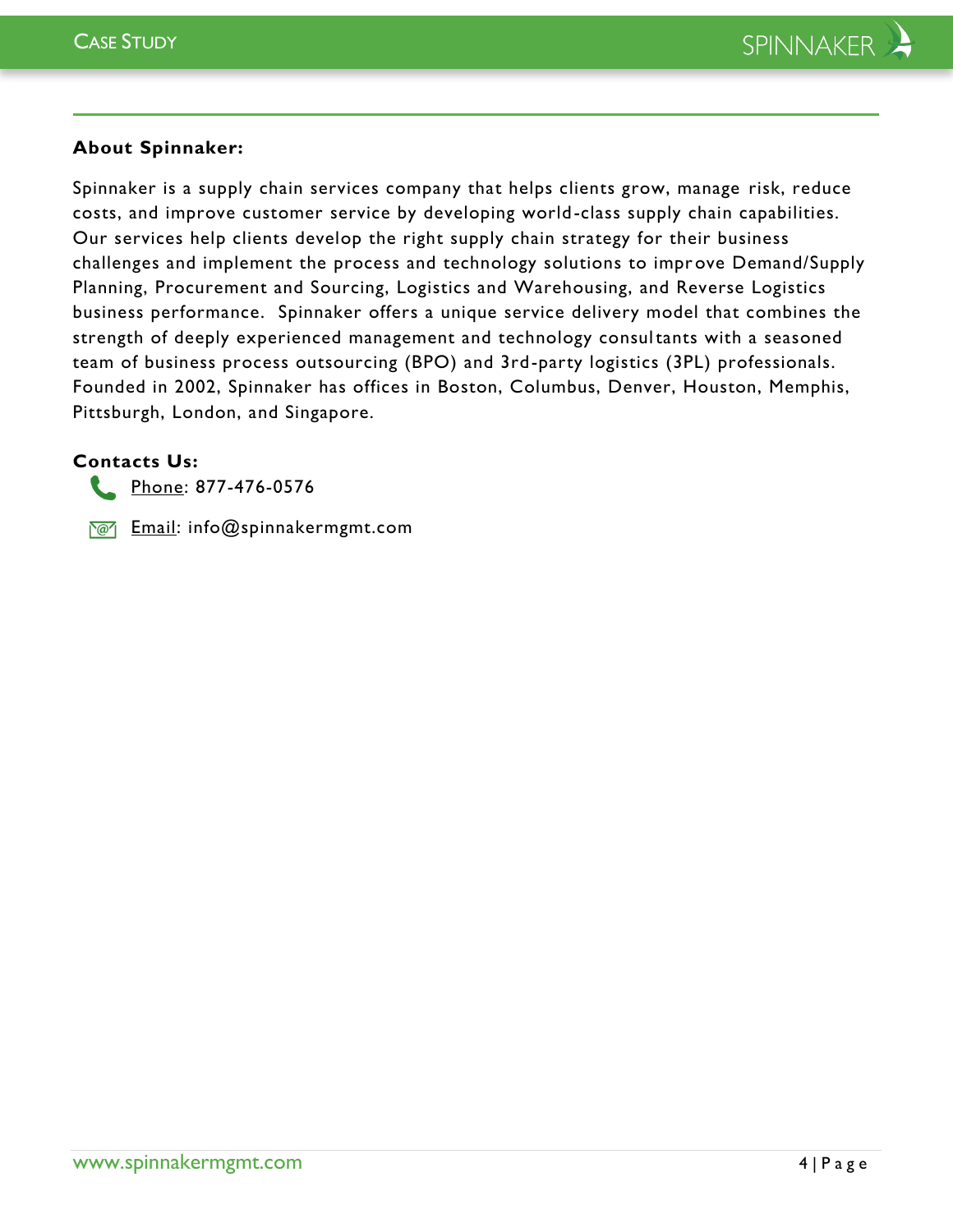**About Spinnaker:**

Spinnaker is a supply chain services company that helps clients grow, manage risk, reduce costs, and improve customer service by developing world-class supply chain capabilities. Our services help clients develop the right supply chain strategy for their business challenges and implement the process and technology solutions to improve Demand/Supply Planning, Procurement and Sourcing, Logistics and Warehousing, and Reverse Logistics business performance. Spinnaker offers a unique service delivery model that combines the strength of deeply experienced management and technology consultants with a seasoned team of business process outsourcing (BPO) and 3rd-party logistics (3PL) professionals. Founded in 2002, Spinnaker has offices in Boston, Columbus, Denver, Houston, Memphis, Pittsburgh, London, and Singapore.

**Contacts Us:**

Phone: 877-476-0576

Email: info@spinnakermgmt.com